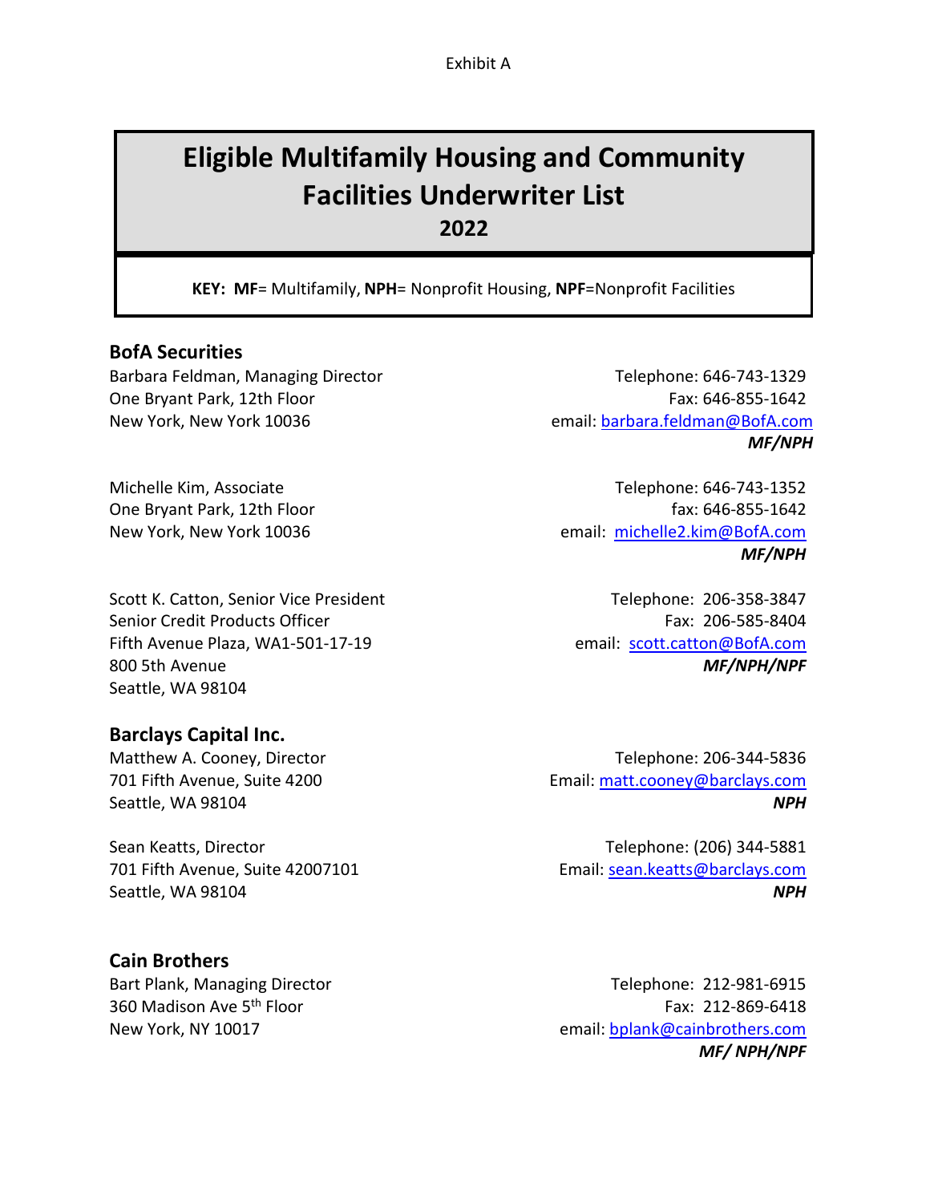Exhibit A

# Eligible Multifamily Housing and Community Facilities Underwriter List

## 2022

**KEY:** **MF**= Multifamily, **NPH**= Nonprofit Housing, **NPF**=Nonprofit Facilities

### BofA Securities

Barbara Feldman, Managing Director
One Bryant Park, 12th Floor
New York, New York 10036

Telephone: 646-743-1329
Fax: 646-855-1642
email: barbara.feldman@BofA.com
***MF/NPH***

Michelle Kim, Associate
One Bryant Park, 12th Floor
New York, New York 10036

Telephone: 646-743-1352
fax: 646-855-1642
email: michelle2.kim@BofA.com
***MF/NPH***

Scott K. Catton, Senior Vice President
Senior Credit Products Officer
Fifth Avenue Plaza, WA1-501-17-19
800 5th Avenue
Seattle, WA 98104

Telephone: 206-358-3847
Fax: 206-585-8404
email: scott.catton@BofA.com
***MF/NPH/NPF***

### Barclays Capital Inc.

Matthew A. Cooney, Director
701 Fifth Avenue, Suite 4200
Seattle, WA 98104

Telephone: 206-344-5836
Email: matt.cooney@barclays.com
***NPH***

Sean Keatts, Director
701 Fifth Avenue, Suite 42007101
Seattle, WA 98104

Telephone: (206) 344-5881
Email: sean.keatts@barclays.com
***NPH***

### Cain Brothers

Bart Plank, Managing Director
360 Madison Ave 5th Floor
New York, NY 10017

Telephone: 212-981-6915
Fax: 212-869-6418
email: bplank@cainbrothers.com
***MF/ NPH/NPF***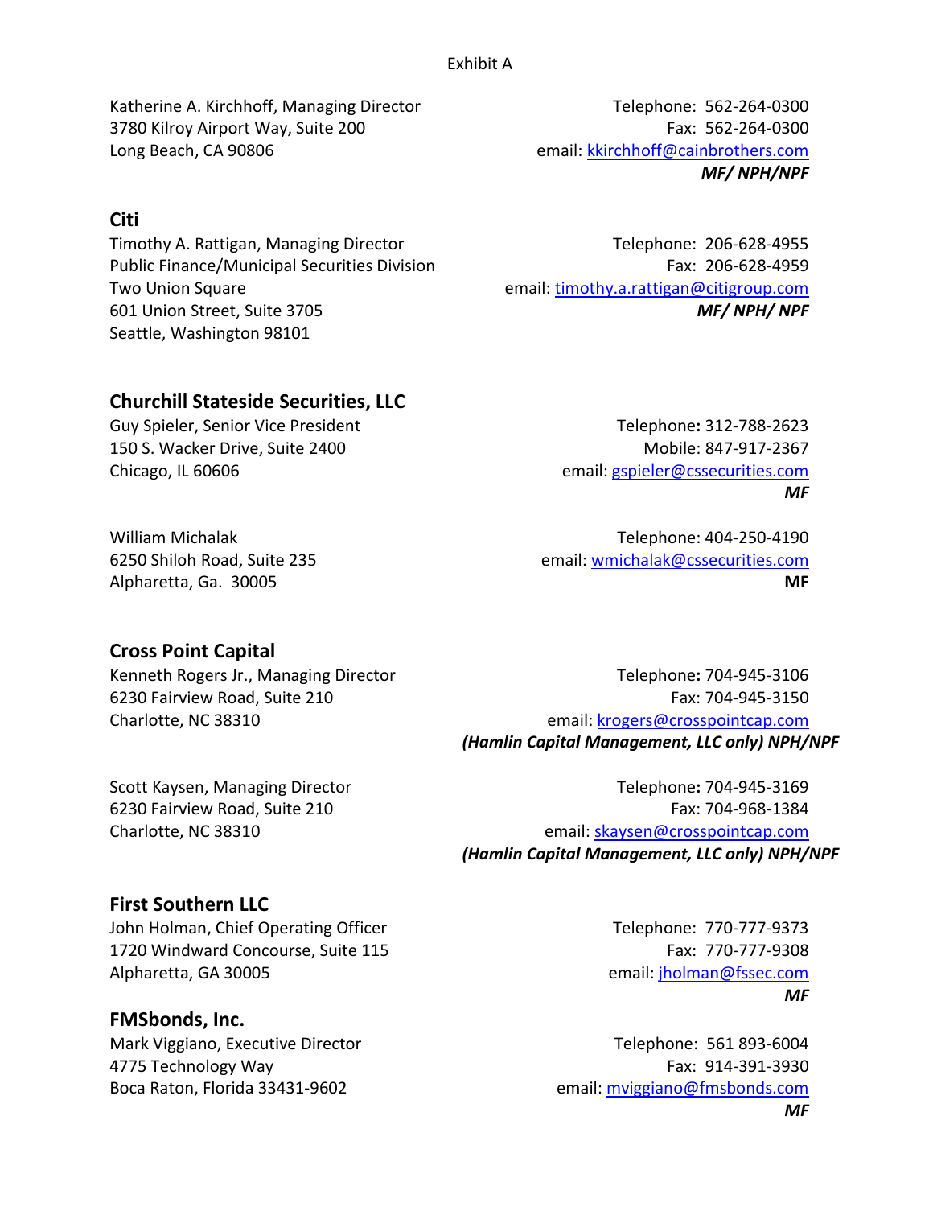Exhibit A

Katherine A. Kirchhoff, Managing Director
3780 Kilroy Airport Way, Suite 200
Long Beach, CA 90806

Telephone: 562-264-0300
Fax: 562-264-0300
email: kkirchhoff@cainbrothers.com
***MF/ NPH/NPF***

## Citi

Timothy A. Rattigan, Managing Director
Public Finance/Municipal Securities Division
Two Union Square
601 Union Street, Suite 3705
Seattle, Washington 98101

Telephone: 206-628-4955
Fax: 206-628-4959
email: timothy.a.rattigan@citigroup.com
***MF/ NPH/ NPF***

## Churchill Stateside Securities, LLC

Guy Spieler, Senior Vice President
150 S. Wacker Drive, Suite 2400
Chicago, IL 60606

Telephone: 312-788-2623
Mobile: 847-917-2367
email: gspieler@cssecurities.com
***MF***

William Michalak
6250 Shiloh Road, Suite 235
Alpharetta, Ga. 30005

Telephone: 404-250-4190
email: wmichalak@cssecurities.com
**MF**

## Cross Point Capital

Kenneth Rogers Jr., Managing Director
6230 Fairview Road, Suite 210
Charlotte, NC 38310

Telephone: 704-945-3106
Fax: 704-945-3150
email: krogers@crosspointcap.com
***(Hamlin Capital Management, LLC only) NPH/NPF***

Scott Kaysen, Managing Director
6230 Fairview Road, Suite 210
Charlotte, NC 38310

Telephone: 704-945-3169
Fax: 704-968-1384
email: skaysen@crosspointcap.com
***(Hamlin Capital Management, LLC only) NPH/NPF***

## First Southern LLC

John Holman, Chief Operating Officer
1720 Windward Concourse, Suite 115
Alpharetta, GA 30005

Telephone: 770-777-9373
Fax: 770-777-9308
email: jholman@fssec.com
***MF***

## FMSbonds, Inc.

Mark Viggiano, Executive Director
4775 Technology Way
Boca Raton, Florida 33431-9602

Telephone: 561 893-6004
Fax: 914-391-3930
email: mviggiano@fmsbonds.com
***MF***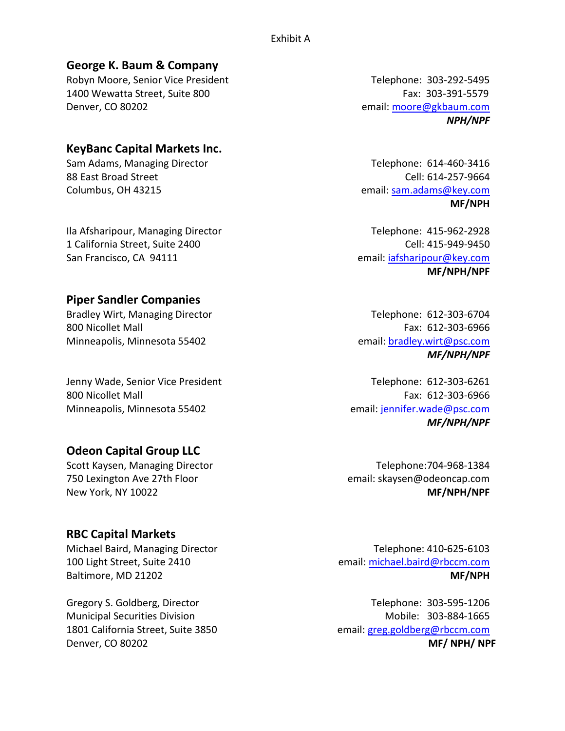Exhibit A

## George K. Baum & Company

Robyn Moore, Senior Vice President
1400 Wewatta Street, Suite 800
Denver, CO 80202

Telephone: 303-292-5495
Fax: 303-391-5579
email: moore@gkbaum.com
***NPH/NPF***

## KeyBanc Capital Markets Inc.

Sam Adams, Managing Director
88 East Broad Street
Columbus, OH 43215

Telephone: 614-460-3416
Cell: 614-257-9664
email: sam.adams@key.com
**MF/NPH**

Ila Afsharipour, Managing Director
1 California Street, Suite 2400
San Francisco, CA 94111

Telephone: 415-962-2928
Cell: 415-949-9450
email: iafsharipour@key.com
**MF/NPH/NPF**

## Piper Sandler Companies

Bradley Wirt, Managing Director
800 Nicollet Mall
Minneapolis, Minnesota 55402

Telephone: 612-303-6704
Fax: 612-303-6966
email: bradley.wirt@psc.com
***MF/NPH/NPF***

Jenny Wade, Senior Vice President
800 Nicollet Mall
Minneapolis, Minnesota 55402

Telephone: 612-303-6261
Fax: 612-303-6966
email: jennifer.wade@psc.com
***MF/NPH/NPF***

## Odeon Capital Group LLC

Scott Kaysen, Managing Director
750 Lexington Ave 27th Floor
New York, NY 10022

Telephone:704-968-1384
email: skaysen@odeoncap.com
**MF/NPH/NPF**

## RBC Capital Markets

Michael Baird, Managing Director
100 Light Street, Suite 2410
Baltimore, MD 21202

Telephone: 410-625-6103
email: michael.baird@rbccm.com
**MF/NPH**

Gregory S. Goldberg, Director
Municipal Securities Division
1801 California Street, Suite 3850
Denver, CO 80202

Telephone: 303-595-1206
Mobile: 303-884-1665
email: greg.goldberg@rbccm.com
**MF/ NPH/ NPF**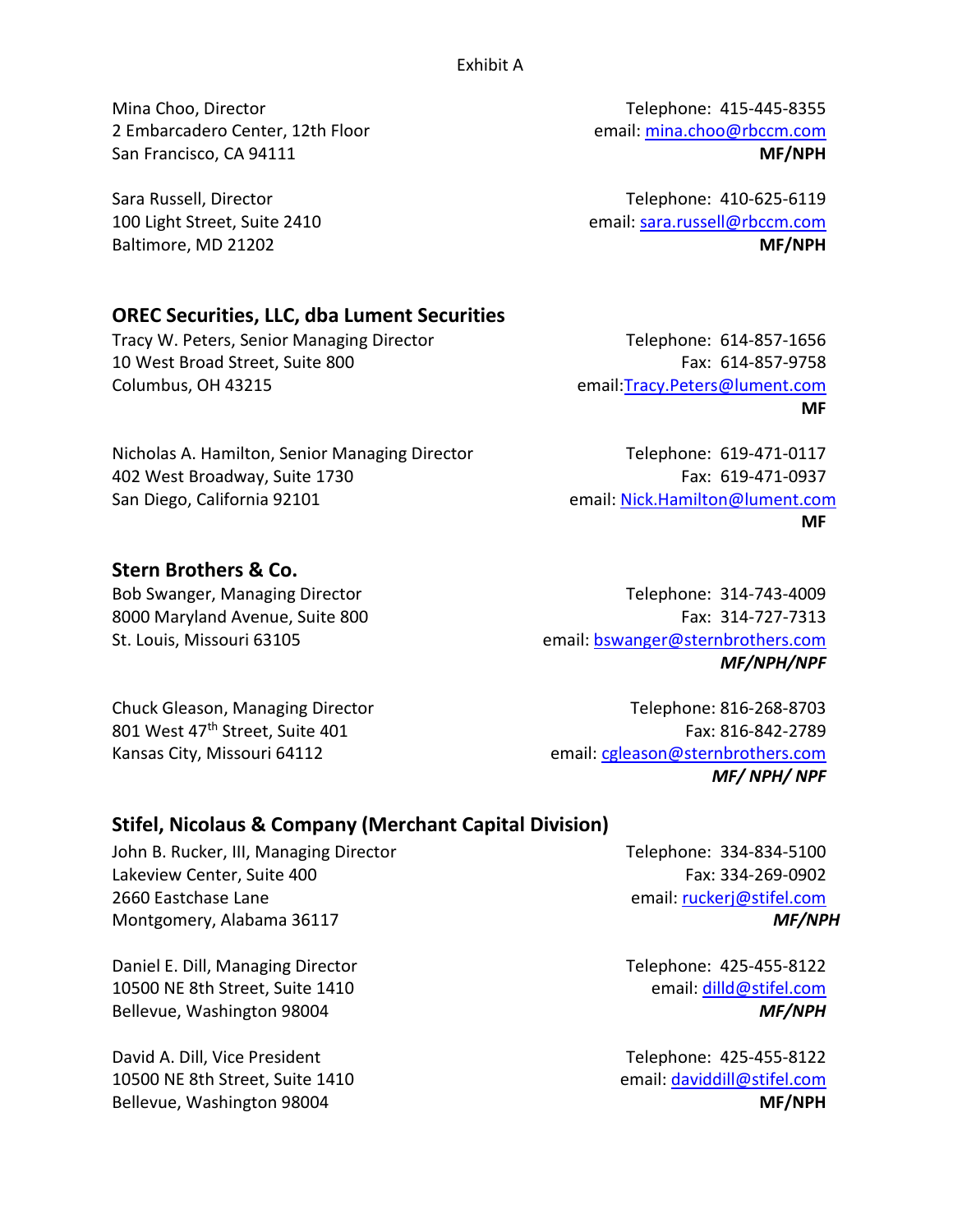Exhibit A

Mina Choo, Director
2 Embarcadero Center, 12th Floor
San Francisco, CA 94111

Telephone: 415-445-8355
email: mina.choo@rbccm.com
**MF/NPH**

Sara Russell, Director
100 Light Street, Suite 2410
Baltimore, MD 21202

Telephone: 410-625-6119
email: sara.russell@rbccm.com
**MF/NPH**

## OREC Securities, LLC, dba Lument Securities

Tracy W. Peters, Senior Managing Director
10 West Broad Street, Suite 800
Columbus, OH 43215

Telephone: 614-857-1656
Fax: 614-857-9758
email:Tracy.Peters@lument.com
**MF**

Nicholas A. Hamilton, Senior Managing Director
402 West Broadway, Suite 1730
San Diego, California 92101

Telephone: 619-471-0117
Fax: 619-471-0937
email: Nick.Hamilton@lument.com
**MF**

## Stern Brothers & Co.

Bob Swanger, Managing Director
8000 Maryland Avenue, Suite 800
St. Louis, Missouri 63105

Telephone: 314-743-4009
Fax: 314-727-7313
email: bswanger@sternbrothers.com
***MF/NPH/NPF***

Chuck Gleason, Managing Director
801 West 47th Street, Suite 401
Kansas City, Missouri 64112

Telephone: 816-268-8703
Fax: 816-842-2789
email: cgleason@sternbrothers.com
***MF/ NPH/ NPF***

## Stifel, Nicolaus & Company (Merchant Capital Division)

John B. Rucker, III, Managing Director
Lakeview Center, Suite 400
2660 Eastchase Lane
Montgomery, Alabama 36117

Telephone: 334-834-5100
Fax: 334-269-0902
email: ruckerj@stifel.com
***MF/NPH***

Daniel E. Dill, Managing Director
10500 NE 8th Street, Suite 1410
Bellevue, Washington 98004

Telephone: 425-455-8122
email: dilld@stifel.com
***MF/NPH***

David A. Dill, Vice President
10500 NE 8th Street, Suite 1410
Bellevue, Washington 98004

Telephone: 425-455-8122
email: daviddill@stifel.com
**MF/NPH**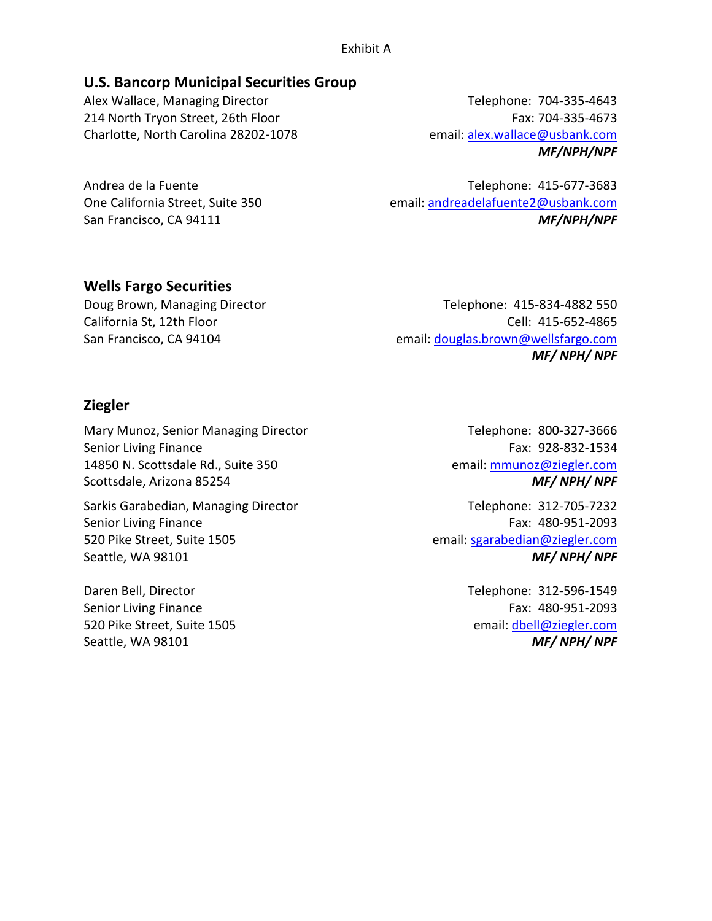Exhibit A

## U.S. Bancorp Municipal Securities Group

Alex Wallace, Managing Director
214 North Tryon Street, 26th Floor
Charlotte, North Carolina 28202-1078

Telephone: 704-335-4643
Fax: 704-335-4673
email: alex.wallace@usbank.com
***MF/NPH/NPF***

Andrea de la Fuente
One California Street, Suite 350
San Francisco, CA 94111

Telephone: 415-677-3683
email: andreadelafuente2@usbank.com
***MF/NPH/NPF***

## Wells Fargo Securities

Doug Brown, Managing Director
California St, 12th Floor
San Francisco, CA 94104

Telephone: 415-834-4882 550
Cell: 415-652-4865
email: douglas.brown@wellsfargo.com
***MF/ NPH/ NPF***

## Ziegler

Mary Munoz, Senior Managing Director
Senior Living Finance
14850 N. Scottsdale Rd., Suite 350
Scottsdale, Arizona 85254

Telephone: 800-327-3666
Fax: 928-832-1534
email: mmunoz@ziegler.com
***MF/ NPH/ NPF***

Sarkis Garabedian, Managing Director
Senior Living Finance
520 Pike Street, Suite 1505
Seattle, WA 98101

Telephone: 312-705-7232
Fax: 480-951-2093
email: sgarabedian@ziegler.com
***MF/ NPH/ NPF***

Daren Bell, Director
Senior Living Finance
520 Pike Street, Suite 1505
Seattle, WA 98101

Telephone: 312-596-1549
Fax: 480-951-2093
email: dbell@ziegler.com
***MF/ NPH/ NPF***